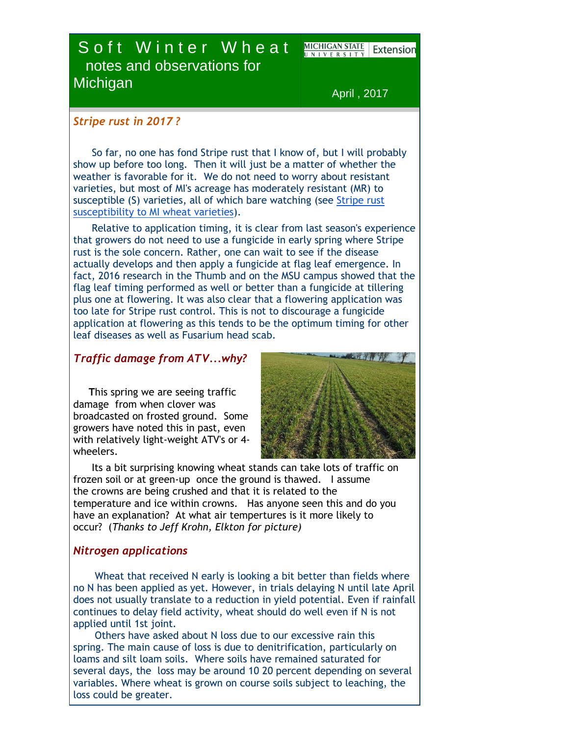# Soft Winter Wheat notes and observations for Michigan

MICHIGAN STATE UNIVERSITY Extension

April , 2017

## *Stripe rust in 2017 ?*

So far, no one has fond Stripe rust that I know of, but I will probably show up before too long. Then it will just be a matter of whether the weather is favorable for it. We do not need to worry about resistant varieties, but most of MI's acreage has moderately resistant (MR) to susceptible (S) varieties, all of which bare watching (see Stripe rust susceptibility to MI wheat varieties).

Relative to application timing, it is clear from last season's experience that growers do not need to use a fungicide in early spring where Stripe rust is the sole concern. Rather, one can wait to see if the disease actually develops and then apply a fungicide at flag leaf emergence. In fact, 2016 research in the Thumb and on the MSU campus showed that the flag leaf timing performed as well or better than a fungicide at tillering plus one at flowering. It was also clear that a flowering application was too late for Stripe rust control. This is not to discourage a fungicide application at flowering as this tends to be the optimum timing for other leaf diseases as well as Fusarium head scab.

## *Traffic damage from ATV...why?*

This spring we are seeing traffic damage from when clover was broadcasted on frosted ground. Some growers have noted this in past, even with relatively light-weight ATV's or 4-wheelers.

Its a bit surprising knowing wheat stands can take lots of traffic on frozen soil or at green-up once the ground is thawed. I assume the crowns are being crushed and that it is related to the temperature and ice within crowns. Has anyone seen this and do you have an explanation? At what air tempertures is it more likely to occur? (*Thanks to Jeff Krohn, Elkton for picture)*

## *Nitrogen applications*

Wheat that received N early is looking a bit better than fields where no N has been applied as yet. However, in trials delaying N until late April does not usually translate to a reduction in yield potential. Even if rainfall continues to delay field activity, wheat should do well even if N is not applied until 1st joint.

Others have asked about N loss due to our excessive rain this spring. The main cause of loss is due to denitrification, particularly on loams and silt loam soils. Where soils have remained saturated for several days, the loss may be around 10 20 percent depending on several variables. Where wheat is grown on course soils subject to leaching, the loss could be greater.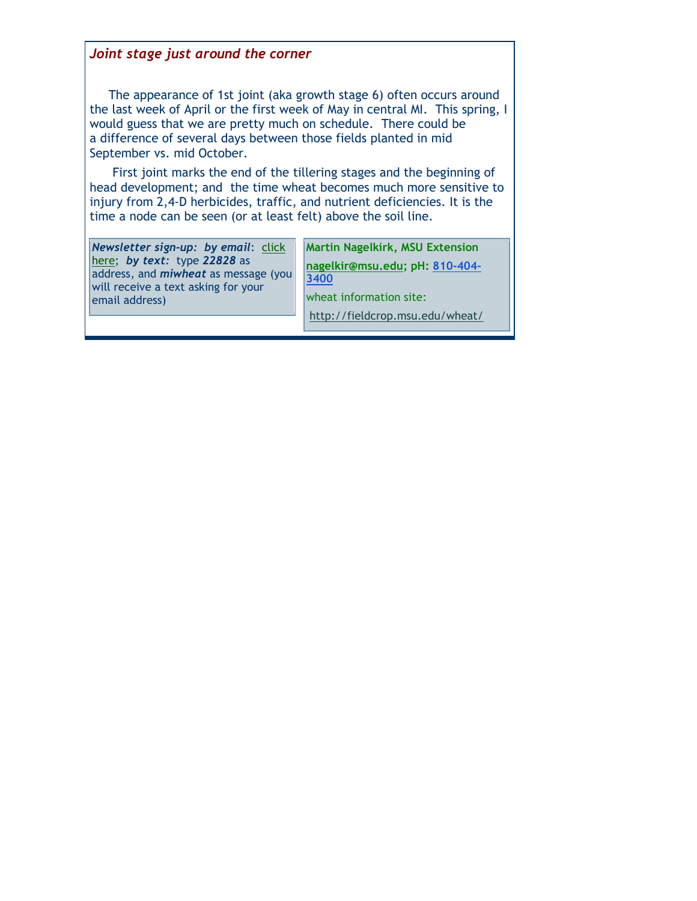## *Joint stage just around the corner*

The appearance of 1st joint (aka growth stage 6) often occurs around the last week of April or the first week of May in central MI. This spring, I would guess that we are pretty much on schedule. There could be a difference of several days between those fields planted in mid September vs. mid October.

First joint marks the end of the tillering stages and the beginning of head development; and the time wheat becomes much more sensitive to injury from 2,4-D herbicides, traffic, and nutrient deficiencies. It is the time a node can be seen (or at least felt) above the soil line.

***Newsletter sign-up: by email***: click here; ***by text:*** type ***22828*** as address, and ***miwheat*** as message (you will receive a text asking for your email address)

**Martin Nagelkirk, MSU Extension**

**nagelkir@msu.edu; pH: 810-404-3400**

wheat information site:

http://fieldcrop.msu.edu/wheat/